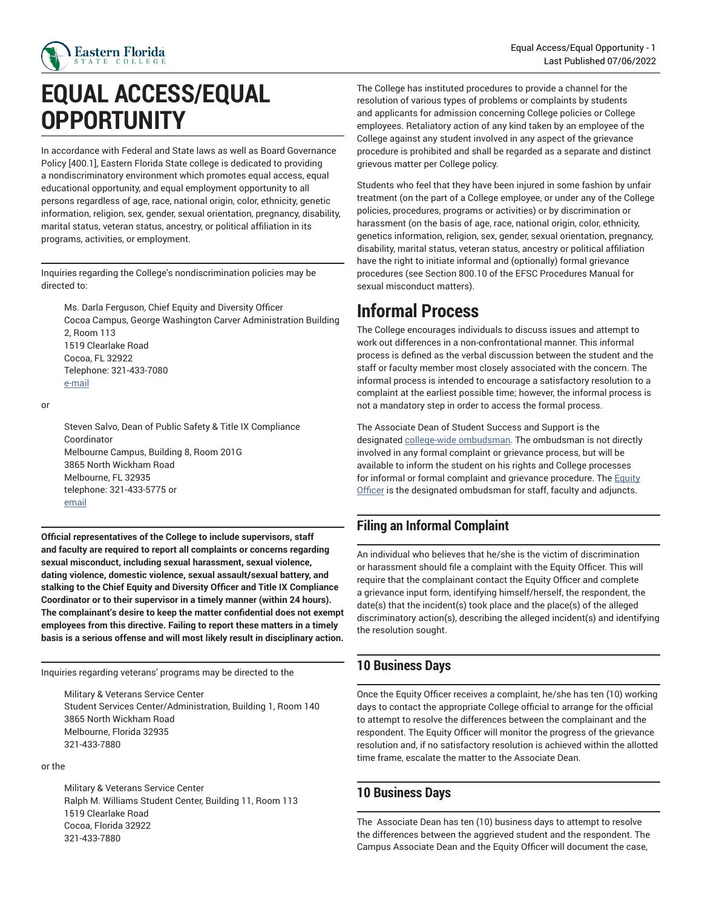# EQUAL ACCESS/EQUAL OPPORTUNITY

In accordance with Federal and State laws as well as Board Governance Policy [400.1], Eastern Florida State college is dedicated to providing a nondiscriminatory environment which promotes equal access, equal educational opportunity, and equal employment opportunity to all persons regardless of age, race, national origin, color, ethnicity, genetic information, religion, sex, gender, sexual orientation, pregnancy, disability, marital status, veteran status, ancestry, or political affiliation in its programs, activities, or employment.

Inquiries regarding the College's nondiscrimination policies may be directed to:

> Ms. Darla Ferguson, Chief Equity and Diversity Officer
> Cocoa Campus, George Washington Carver Administration Building 2, Room 113
> 1519 Clearlake Road
> Cocoa, FL 32922
> Telephone: 321-433-7080
> e-mail

or

> Steven Salvo, Dean of Public Safety & Title IX Compliance Coordinator
> Melbourne Campus, Building 8, Room 201G
> 3865 North Wickham Road
> Melbourne, FL 32935
> telephone: 321-433-5775 or
> email

**Official representatives of the College to include supervisors, staff and faculty are required to report all complaints or concerns regarding sexual misconduct, including sexual harassment, sexual violence, dating violence, domestic violence, sexual assault/sexual battery, and stalking to the Chief Equity and Diversity Officer and Title IX Compliance Coordinator or to their supervisor in a timely manner (within 24 hours). The complainant's desire to keep the matter confidential does not exempt employees from this directive. Failing to report these matters in a timely basis is a serious offense and will most likely result in disciplinary action.**

Inquiries regarding veterans' programs may be directed to the

> Military & Veterans Service Center
> Student Services Center/Administration, Building 1, Room 140
> 3865 North Wickham Road
> Melbourne, Florida 32935
> 321-433-7880

or the

> Military & Veterans Service Center
> Ralph M. Williams Student Center, Building 11, Room 113
> 1519 Clearlake Road
> Cocoa, Florida 32922
> 321-433-7880

The College has instituted procedures to provide a channel for the resolution of various types of problems or complaints by students and applicants for admission concerning College policies or College employees. Retaliatory action of any kind taken by an employee of the College against any student involved in any aspect of the grievance procedure is prohibited and shall be regarded as a separate and distinct grievous matter per College policy.

Students who feel that they have been injured in some fashion by unfair treatment (on the part of a College employee, or under any of the College policies, procedures, programs or activities) or by discrimination or harassment (on the basis of age, race, national origin, color, ethnicity, genetics information, religion, sex, gender, sexual orientation, pregnancy, disability, marital status, veteran status, ancestry or political affiliation have the right to initiate informal and (optionally) formal grievance procedures (see Section 800.10 of the EFSC Procedures Manual for sexual misconduct matters).

## Informal Process

The College encourages individuals to discuss issues and attempt to work out differences in a non-confrontational manner. This informal process is defined as the verbal discussion between the student and the staff or faculty member most closely associated with the concern. The informal process is intended to encourage a satisfactory resolution to a complaint at the earliest possible time; however, the informal process is not a mandatory step in order to access the formal process.

The Associate Dean of Student Success and Support is the designated college-wide ombudsman. The ombudsman is not directly involved in any formal complaint or grievance process, but will be available to inform the student on his rights and College processes for informal or formal complaint and grievance procedure. The Equity Officer is the designated ombudsman for staff, faculty and adjuncts.

### Filing an Informal Complaint

An individual who believes that he/she is the victim of discrimination or harassment should file a complaint with the Equity Officer. This will require that the complainant contact the Equity Officer and complete a grievance input form, identifying himself/herself, the respondent, the date(s) that the incident(s) took place and the place(s) of the alleged discriminatory action(s), describing the alleged incident(s) and identifying the resolution sought.

### 10 Business Days

Once the Equity Officer receives a complaint, he/she has ten (10) working days to contact the appropriate College official to arrange for the official to attempt to resolve the differences between the complainant and the respondent. The Equity Officer will monitor the progress of the grievance resolution and, if no satisfactory resolution is achieved within the allotted time frame, escalate the matter to the Associate Dean.

### 10 Business Days

The Associate Dean has ten (10) business days to attempt to resolve the differences between the aggrieved student and the respondent. The Campus Associate Dean and the Equity Officer will document the case,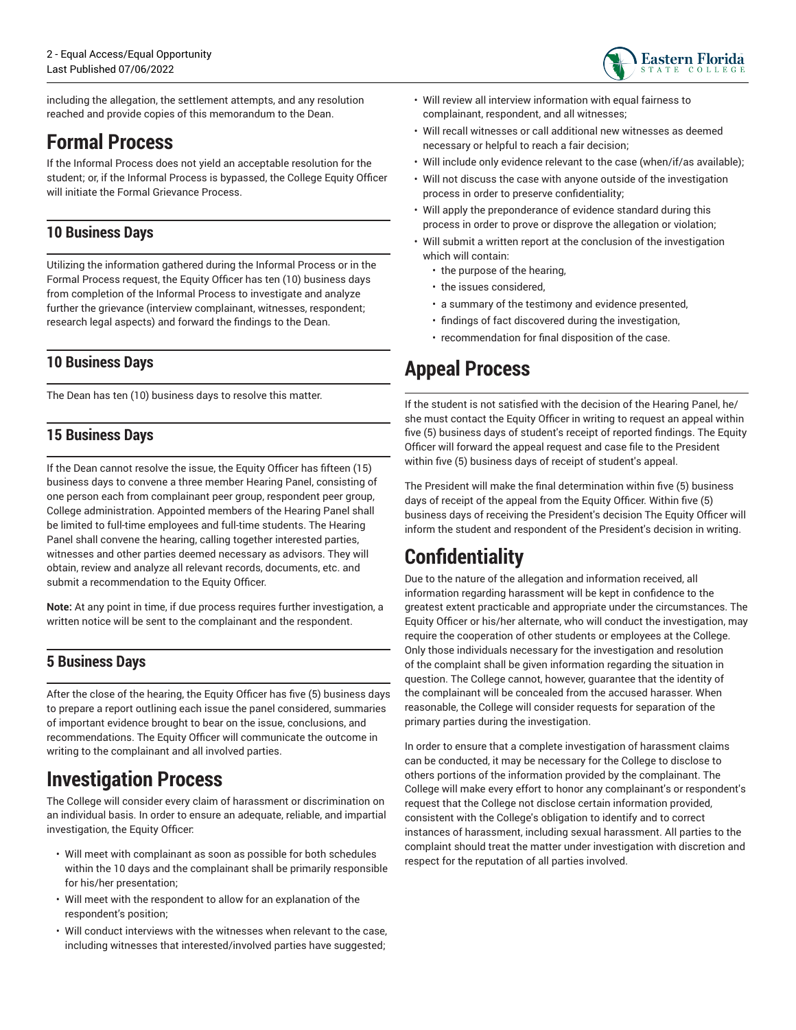including the allegation, the settlement attempts, and any resolution reached and provide copies of this memorandum to the Dean.

# Formal Process

If the Informal Process does not yield an acceptable resolution for the student; or, if the Informal Process is bypassed, the College Equity Officer will initiate the Formal Grievance Process.

## 10 Business Days

Utilizing the information gathered during the Informal Process or in the Formal Process request, the Equity Officer has ten (10) business days from completion of the Informal Process to investigate and analyze further the grievance (interview complainant, witnesses, respondent; research legal aspects) and forward the findings to the Dean.

## 10 Business Days

The Dean has ten (10) business days to resolve this matter.

## 15 Business Days

If the Dean cannot resolve the issue, the Equity Officer has fifteen (15) business days to convene a three member Hearing Panel, consisting of one person each from complainant peer group, respondent peer group, College administration. Appointed members of the Hearing Panel shall be limited to full-time employees and full-time students. The Hearing Panel shall convene the hearing, calling together interested parties, witnesses and other parties deemed necessary as advisors. They will obtain, review and analyze all relevant records, documents, etc. and submit a recommendation to the Equity Officer.

**Note:** At any point in time, if due process requires further investigation, a written notice will be sent to the complainant and the respondent.

## 5 Business Days

After the close of the hearing, the Equity Officer has five (5) business days to prepare a report outlining each issue the panel considered, summaries of important evidence brought to bear on the issue, conclusions, and recommendations. The Equity Officer will communicate the outcome in writing to the complainant and all involved parties.

# Investigation Process

The College will consider every claim of harassment or discrimination on an individual basis. In order to ensure an adequate, reliable, and impartial investigation, the Equity Officer:

- Will meet with complainant as soon as possible for both schedules within the 10 days and the complainant shall be primarily responsible for his/her presentation;
- Will meet with the respondent to allow for an explanation of the respondent's position;
- Will conduct interviews with the witnesses when relevant to the case, including witnesses that interested/involved parties have suggested;
- Will review all interview information with equal fairness to complainant, respondent, and all witnesses;
- Will recall witnesses or call additional new witnesses as deemed necessary or helpful to reach a fair decision;
- Will include only evidence relevant to the case (when/if/as available);
- Will not discuss the case with anyone outside of the investigation process in order to preserve confidentiality;
- Will apply the preponderance of evidence standard during this process in order to prove or disprove the allegation or violation;
- Will submit a written report at the conclusion of the investigation which will contain:
  - the purpose of the hearing,
  - the issues considered,
  - a summary of the testimony and evidence presented,
  - findings of fact discovered during the investigation,
  - recommendation for final disposition of the case.

# Appeal Process

If the student is not satisfied with the decision of the Hearing Panel, he/she must contact the Equity Officer in writing to request an appeal within five (5) business days of student's receipt of reported findings. The Equity Officer will forward the appeal request and case file to the President within five (5) business days of receipt of student's appeal.

The President will make the final determination within five (5) business days of receipt of the appeal from the Equity Officer. Within five (5) business days of receiving the President's decision The Equity Officer will inform the student and respondent of the President's decision in writing.

# Confidentiality

Due to the nature of the allegation and information received, all information regarding harassment will be kept in confidence to the greatest extent practicable and appropriate under the circumstances. The Equity Officer or his/her alternate, who will conduct the investigation, may require the cooperation of other students or employees at the College. Only those individuals necessary for the investigation and resolution of the complaint shall be given information regarding the situation in question. The College cannot, however, guarantee that the identity of the complainant will be concealed from the accused harasser. When reasonable, the College will consider requests for separation of the primary parties during the investigation.

In order to ensure that a complete investigation of harassment claims can be conducted, it may be necessary for the College to disclose to others portions of the information provided by the complainant. The College will make every effort to honor any complainant's or respondent's request that the College not disclose certain information provided, consistent with the College's obligation to identify and to correct instances of harassment, including sexual harassment. All parties to the complaint should treat the matter under investigation with discretion and respect for the reputation of all parties involved.